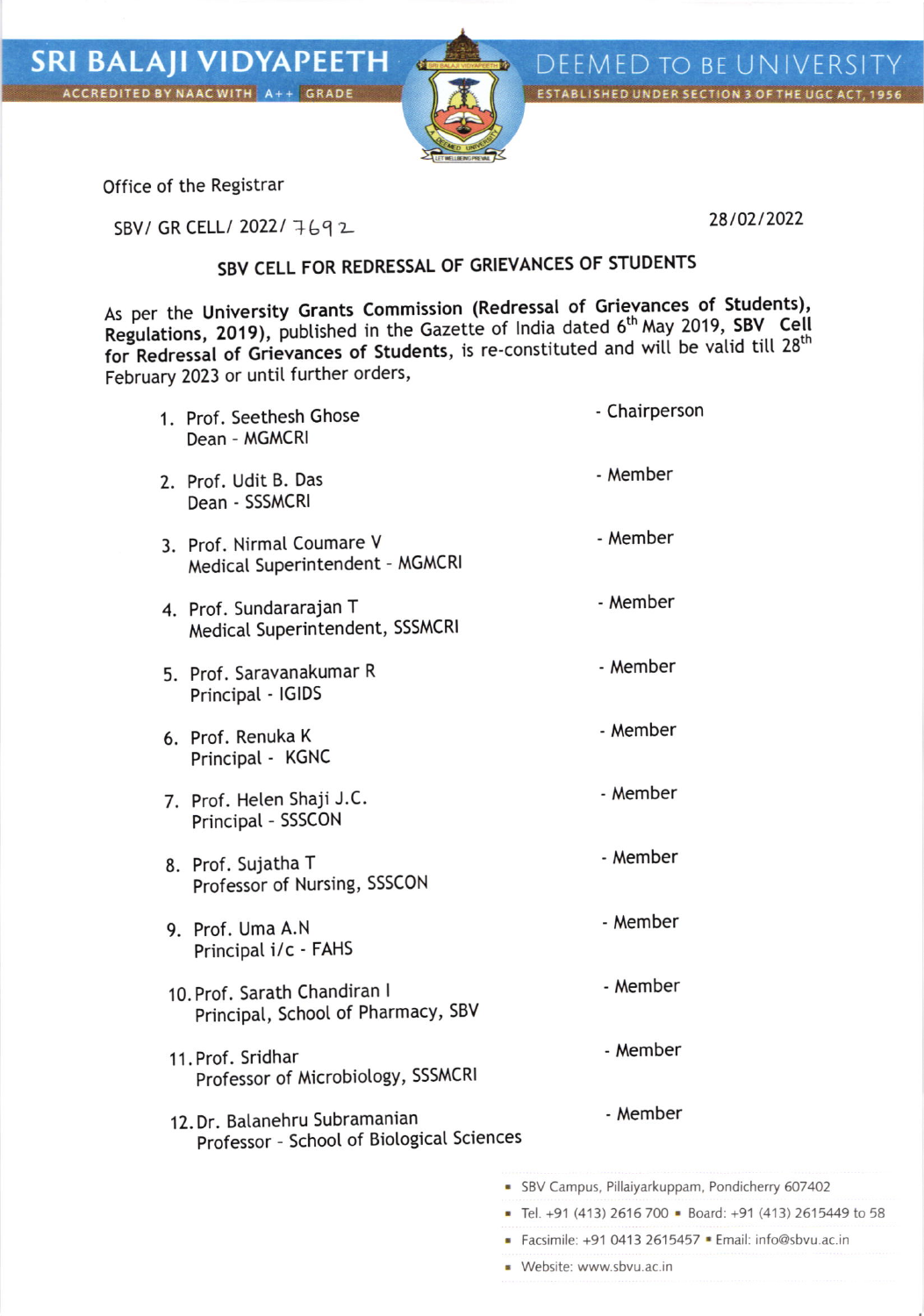SRI BALAJI VIDYAPEETH
ACCREDITED BY NAAC WITH A++ GRADE

DEEMED TO BE UNIVERSITY
ESTABLISHED UNDER SECTION 3 OF THE UGC ACT, 1956

Office of the Registrar

SBV/ GR CELL/ 2022/ 7692

28/02/2022

## SBV CELL FOR REDRESSAL OF GRIEVANCES OF STUDENTS

As per the **University Grants Commission (Redressal of Grievances of Students), Regulations, 2019)**, published in the Gazette of India dated 6th May 2019, **SBV Cell for Redressal of Grievances of Students**, is re-constituted and will be valid till 28th February 2023 or until further orders,

1. Prof. Seethesh Ghose
   Dean - MGMCRI — Chairperson
2. Prof. Udit B. Das
   Dean - SSSMCRI — Member
3. Prof. Nirmal Coumare V
   Medical Superintendent - MGMCRI — Member
4. Prof. Sundararajan T
   Medical Superintendent, SSSMCRI — Member
5. Prof. Saravanakumar R
   Principal - IGIDS — Member
6. Prof. Renuka K
   Principal - KGNC — Member
7. Prof. Helen Shaji J.C.
   Principal - SSSCON — Member
8. Prof. Sujatha T
   Professor of Nursing, SSSCON — Member
9. Prof. Uma A.N
   Principal i/c - FAHS — Member
10. Prof. Sarath Chandiran I
    Principal, School of Pharmacy, SBV — Member
11. Prof. Sridhar
    Professor of Microbiology, SSSMCRI — Member
12. Dr. Balanehru Subramanian
    Professor - School of Biological Sciences — Member

- SBV Campus, Pillaiyarkuppam, Pondicherry 607402
- Tel. +91 (413) 2616 700 ▪ Board: +91 (413) 2615449 to 58
- Facsimile: +91 0413 2615457 ▪ Email: info@sbvu.ac.in
- Website: www.sbvu.ac.in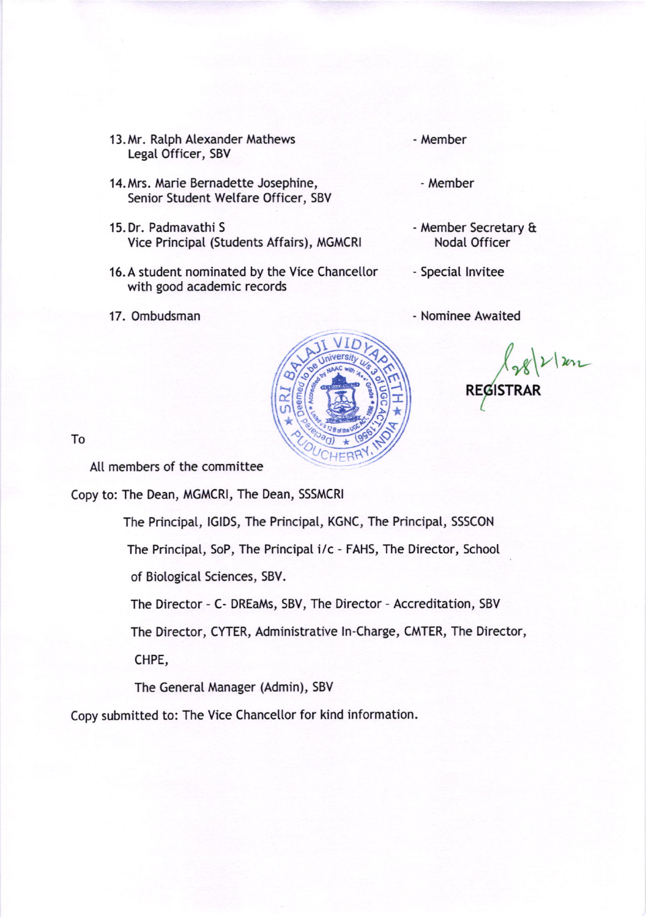13. Mr. Ralph Alexander Mathews - Member
    Legal Officer, SBV

14. Mrs. Marie Bernadette Josephine, - Member
    Senior Student Welfare Officer, SBV

15. Dr. Padmavathi S - Member Secretary & Nodal Officer
    Vice Principal (Students Affairs), MGMCRI

16. A student nominated by the Vice Chancellor with good academic records - Special Invitee

17. Ombudsman - Nominee Awaited

28/2/2022

**REGISTRAR**

To

All members of the committee

Copy to: The Dean, MGMCRI, The Dean, SSSMCRI

The Principal, IGIDS, The Principal, KGNC, The Principal, SSSCON

The Principal, SoP, The Principal i/c - FAHS, The Director, School of Biological Sciences, SBV.

The Director - C- DREaMs, SBV, The Director - Accreditation, SBV

The Director, CYTER, Administrative In-Charge, CMTER, The Director, CHPE,

The General Manager (Admin), SBV

Copy submitted to: The Vice Chancellor for kind information.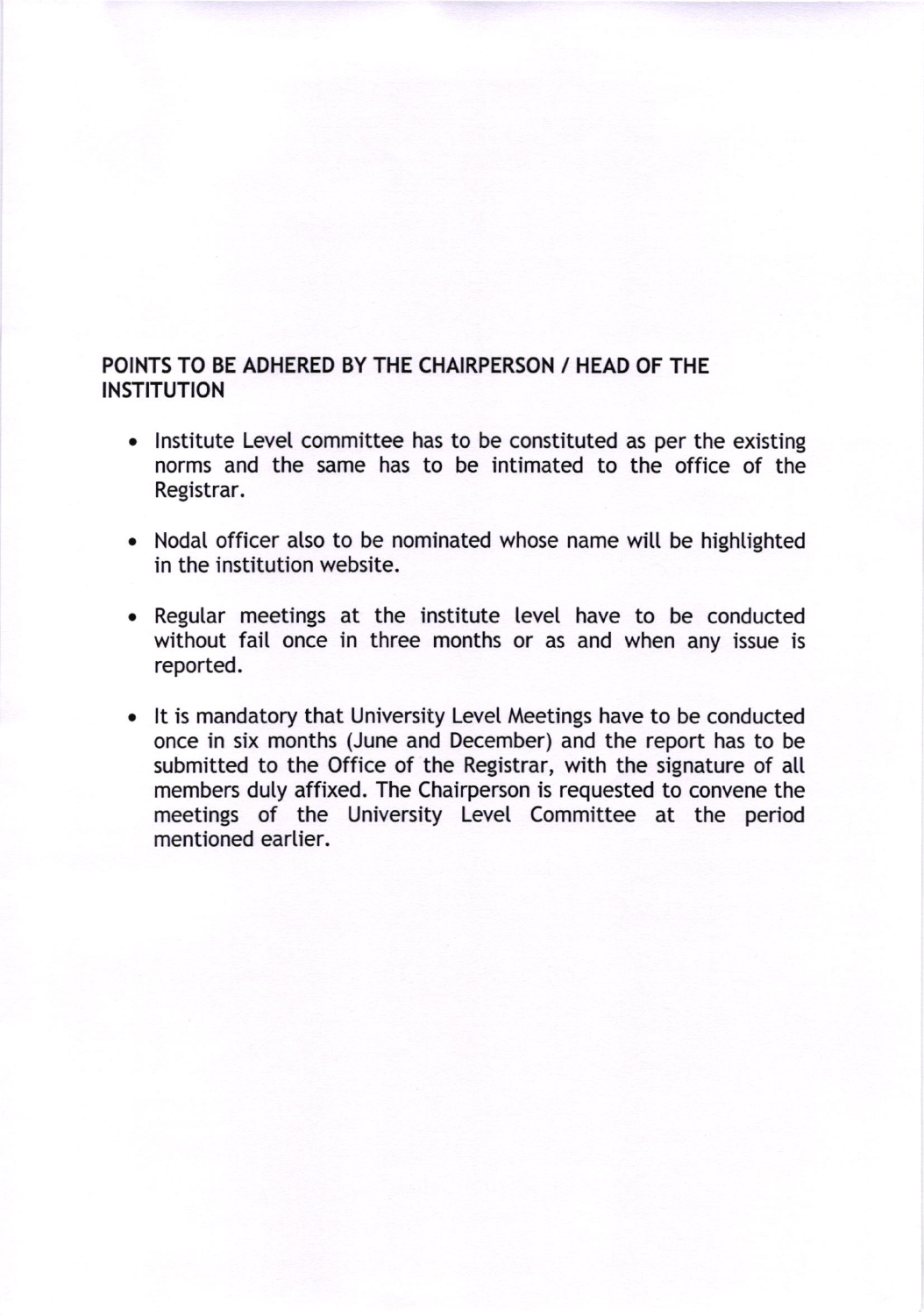## POINTS TO BE ADHERED BY THE CHAIRPERSON / HEAD OF THE INSTITUTION

- Institute Level committee has to be constituted as per the existing norms and the same has to be intimated to the office of the Registrar.
- Nodal officer also to be nominated whose name will be highlighted in the institution website.
- Regular meetings at the institute level have to be conducted without fail once in three months or as and when any issue is reported.
- It is mandatory that University Level Meetings have to be conducted once in six months (June and December) and the report has to be submitted to the Office of the Registrar, with the signature of all members duly affixed. The Chairperson is requested to convene the meetings of the University Level Committee at the period mentioned earlier.